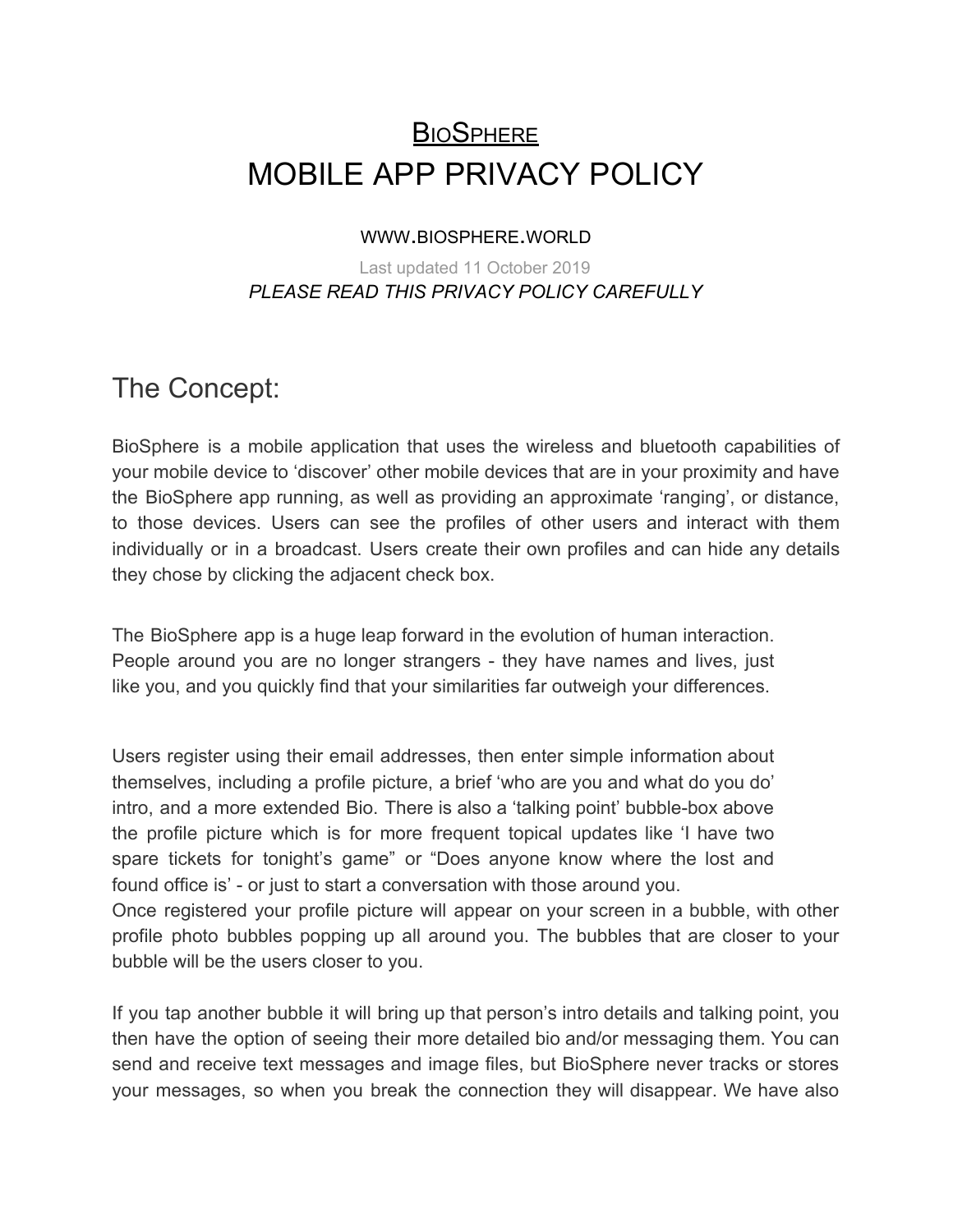# <u>BioSphere</u>

# MOBILE APP PRIVACY POLICY

WWW.BIOSPHERE.WORLD

Last updated 11 October 2019

*PLEASE READ THIS PRIVACY POLICY CAREFULLY*

## The Concept:

BioSphere is a mobile application that uses the wireless and bluetooth capabilities of your mobile device to 'discover' other mobile devices that are in your proximity and have the BioSphere app running, as well as providing an approximate 'ranging', or distance, to those devices. Users can see the profiles of other users and interact with them individually or in a broadcast. Users create their own profiles and can hide any details they chose by clicking the adjacent check box.

The BioSphere app is a huge leap forward in the evolution of human interaction. People around you are no longer strangers - they have names and lives, just like you, and you quickly find that your similarities far outweigh your differences.

Users register using their email addresses, then enter simple information about themselves, including a profile picture, a brief 'who are you and what do you do' intro, and a more extended Bio. There is also a 'talking point' bubble-box above the profile picture which is for more frequent topical updates like 'I have two spare tickets for tonight's game" or "Does anyone know where the lost and found office is' - or just to start a conversation with those around you.
Once registered your profile picture will appear on your screen in a bubble, with other profile photo bubbles popping up all around you. The bubbles that are closer to your bubble will be the users closer to you.

If you tap another bubble it will bring up that person's intro details and talking point, you then have the option of seeing their more detailed bio and/or messaging them. You can send and receive text messages and image files, but BioSphere never tracks or stores your messages, so when you break the connection they will disappear. We have also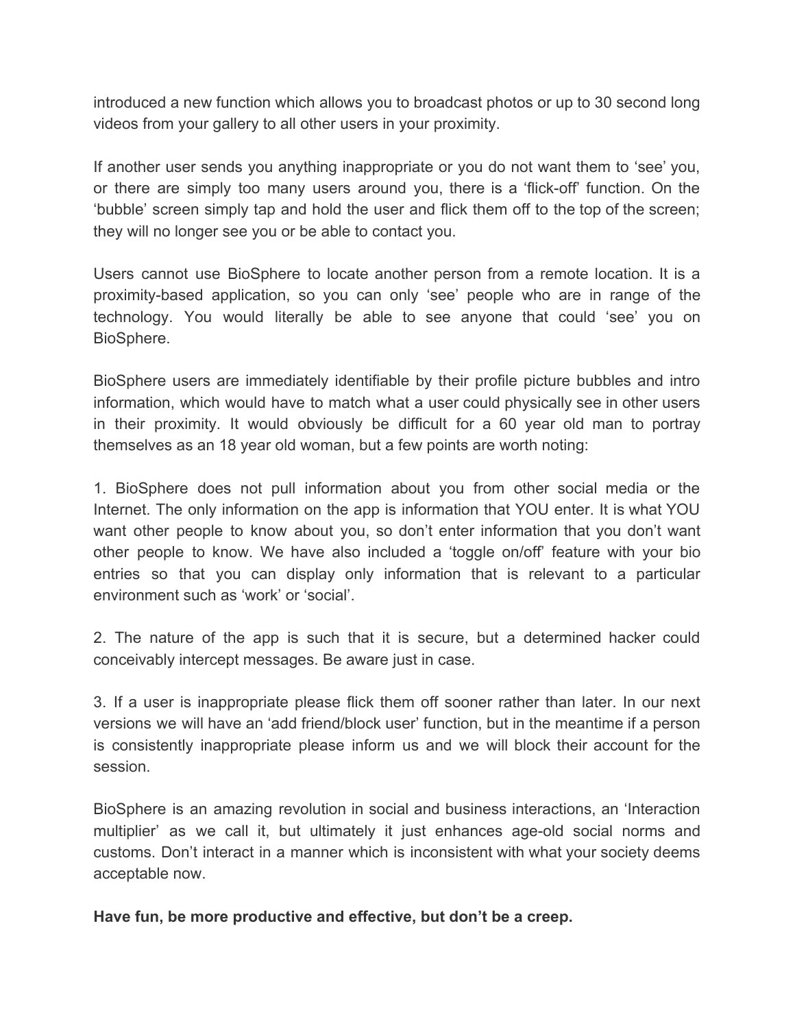introduced a new function which allows you to broadcast photos or up to 30 second long videos from your gallery to all other users in your proximity.

If another user sends you anything inappropriate or you do not want them to 'see' you, or there are simply too many users around you, there is a 'flick-off' function. On the 'bubble' screen simply tap and hold the user and flick them off to the top of the screen; they will no longer see you or be able to contact you.

Users cannot use BioSphere to locate another person from a remote location. It is a proximity-based application, so you can only 'see' people who are in range of the technology. You would literally be able to see anyone that could 'see' you on BioSphere.

BioSphere users are immediately identifiable by their profile picture bubbles and intro information, which would have to match what a user could physically see in other users in their proximity. It would obviously be difficult for a 60 year old man to portray themselves as an 18 year old woman, but a few points are worth noting:

1. BioSphere does not pull information about you from other social media or the Internet. The only information on the app is information that YOU enter. It is what YOU want other people to know about you, so don't enter information that you don't want other people to know. We have also included a 'toggle on/off' feature with your bio entries so that you can display only information that is relevant to a particular environment such as 'work' or 'social'.

2. The nature of the app is such that it is secure, but a determined hacker could conceivably intercept messages. Be aware just in case.

3. If a user is inappropriate please flick them off sooner rather than later. In our next versions we will have an 'add friend/block user' function, but in the meantime if a person is consistently inappropriate please inform us and we will block their account for the session.

BioSphere is an amazing revolution in social and business interactions, an 'Interaction multiplier' as we call it, but ultimately it just enhances age-old social norms and customs. Don't interact in a manner which is inconsistent with what your society deems acceptable now.

**Have fun, be more productive and effective, but don't be a creep.**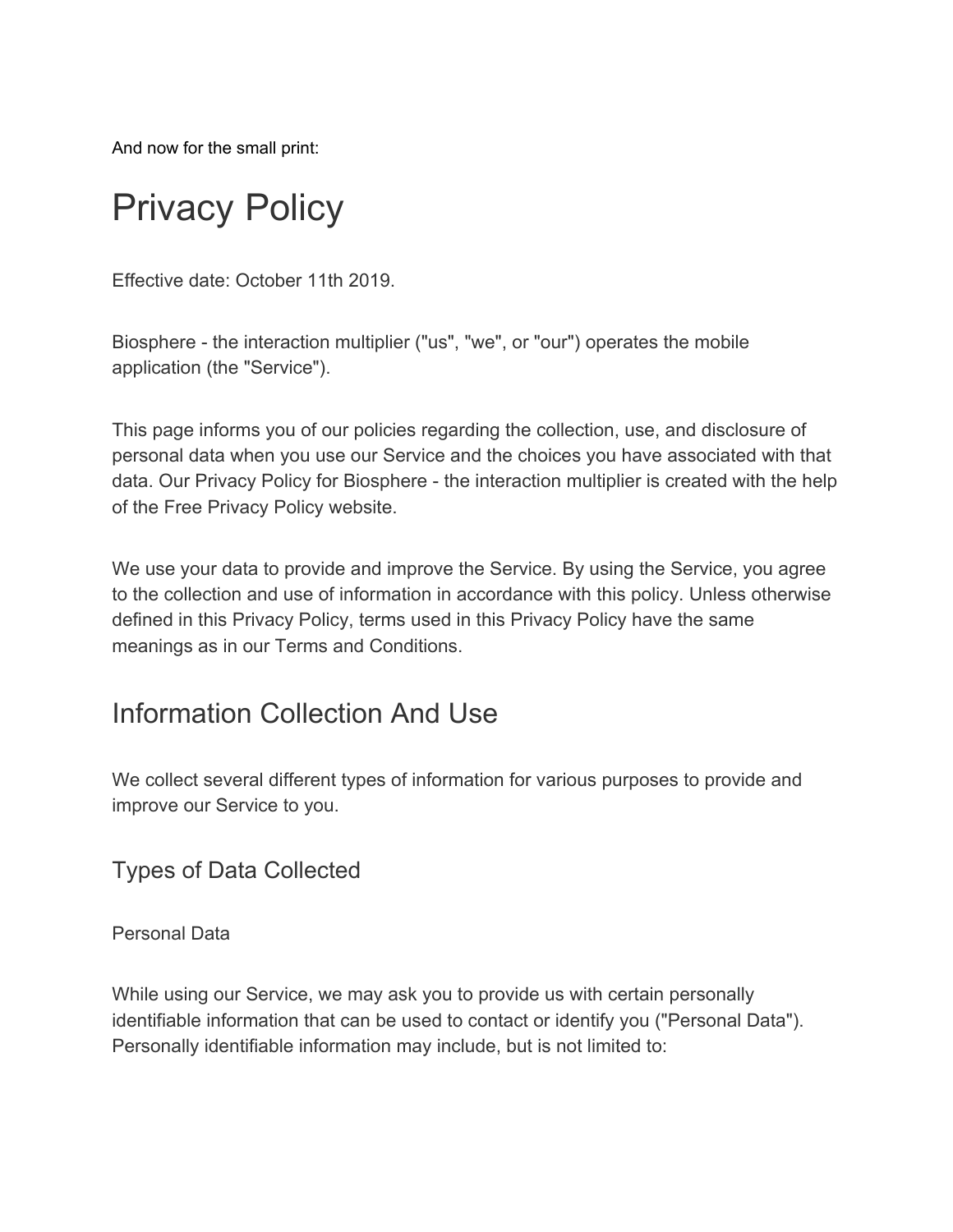And now for the small print:

# Privacy Policy

Effective date: October 11th 2019.

Biosphere - the interaction multiplier ("us", "we", or "our") operates the mobile application (the "Service").

This page informs you of our policies regarding the collection, use, and disclosure of personal data when you use our Service and the choices you have associated with that data. Our Privacy Policy for Biosphere - the interaction multiplier is created with the help of the Free Privacy Policy website.

We use your data to provide and improve the Service. By using the Service, you agree to the collection and use of information in accordance with this policy. Unless otherwise defined in this Privacy Policy, terms used in this Privacy Policy have the same meanings as in our Terms and Conditions.

## Information Collection And Use

We collect several different types of information for various purposes to provide and improve our Service to you.

### Types of Data Collected

Personal Data

While using our Service, we may ask you to provide us with certain personally identifiable information that can be used to contact or identify you ("Personal Data"). Personally identifiable information may include, but is not limited to: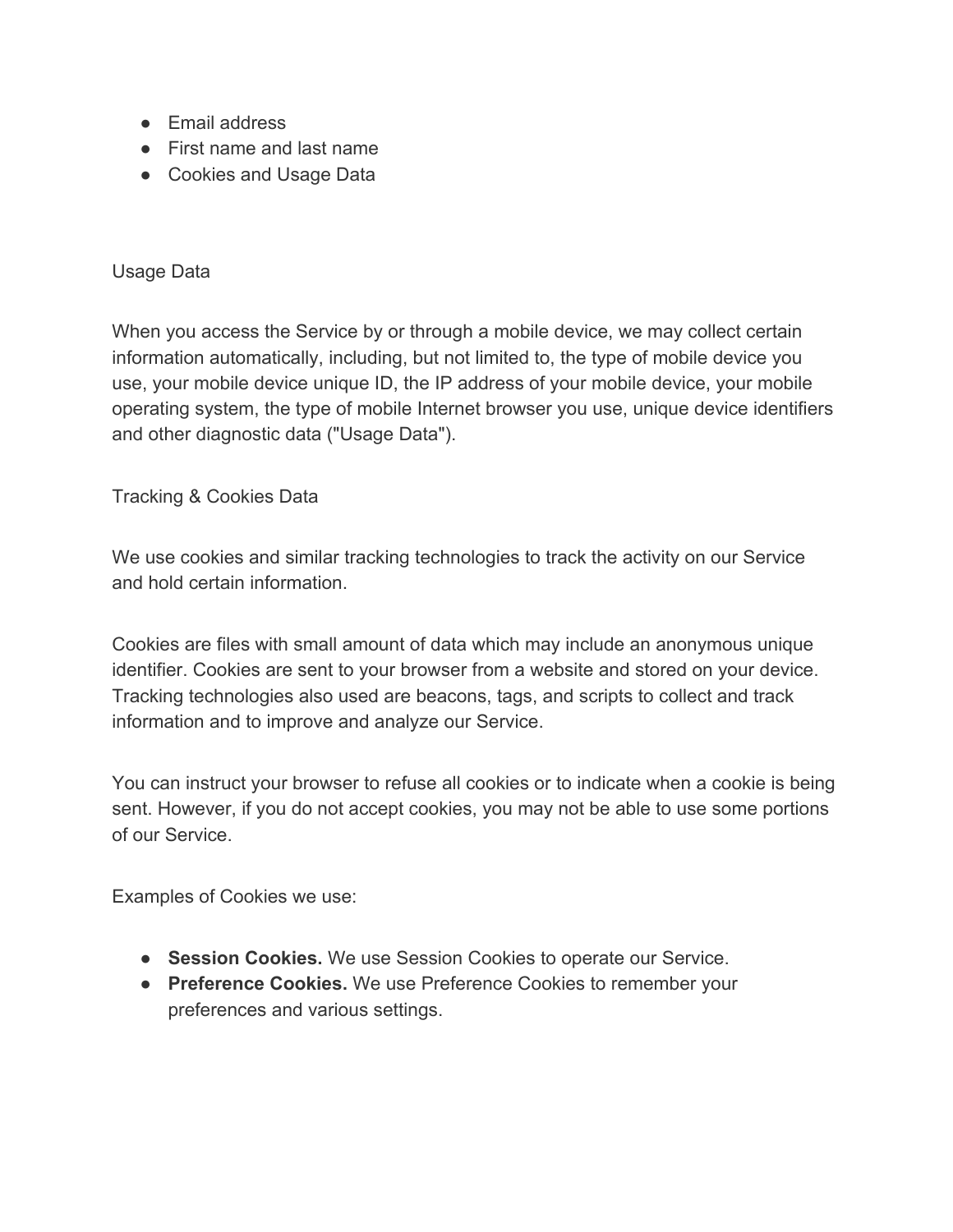- Email address
- First name and last name
- Cookies and Usage Data

Usage Data

When you access the Service by or through a mobile device, we may collect certain information automatically, including, but not limited to, the type of mobile device you use, your mobile device unique ID, the IP address of your mobile device, your mobile operating system, the type of mobile Internet browser you use, unique device identifiers and other diagnostic data ("Usage Data").

Tracking & Cookies Data

We use cookies and similar tracking technologies to track the activity on our Service and hold certain information.

Cookies are files with small amount of data which may include an anonymous unique identifier. Cookies are sent to your browser from a website and stored on your device. Tracking technologies also used are beacons, tags, and scripts to collect and track information and to improve and analyze our Service.

You can instruct your browser to refuse all cookies or to indicate when a cookie is being sent. However, if you do not accept cookies, you may not be able to use some portions of our Service.

Examples of Cookies we use:

- **Session Cookies.** We use Session Cookies to operate our Service.
- **Preference Cookies.** We use Preference Cookies to remember your preferences and various settings.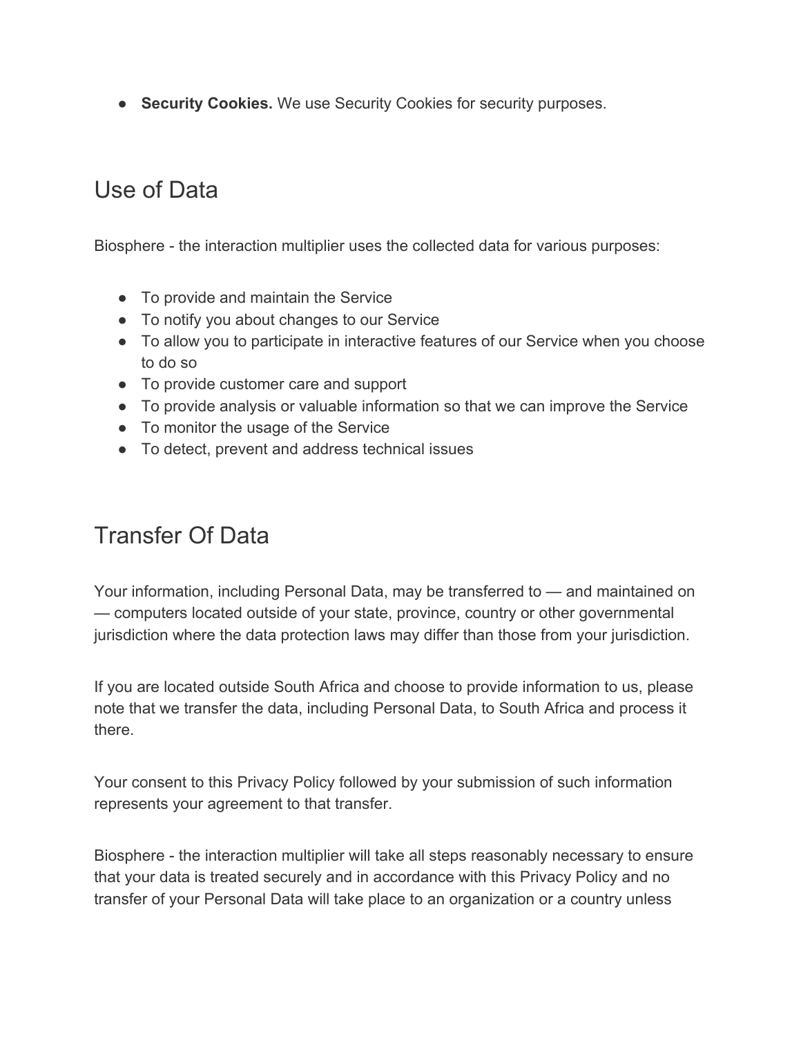- **Security Cookies.** We use Security Cookies for security purposes.

## Use of Data

Biosphere - the interaction multiplier uses the collected data for various purposes:

- To provide and maintain the Service
- To notify you about changes to our Service
- To allow you to participate in interactive features of our Service when you choose to do so
- To provide customer care and support
- To provide analysis or valuable information so that we can improve the Service
- To monitor the usage of the Service
- To detect, prevent and address technical issues

## Transfer Of Data

Your information, including Personal Data, may be transferred to — and maintained on — computers located outside of your state, province, country or other governmental jurisdiction where the data protection laws may differ than those from your jurisdiction.

If you are located outside South Africa and choose to provide information to us, please note that we transfer the data, including Personal Data, to South Africa and process it there.

Your consent to this Privacy Policy followed by your submission of such information represents your agreement to that transfer.

Biosphere - the interaction multiplier will take all steps reasonably necessary to ensure that your data is treated securely and in accordance with this Privacy Policy and no transfer of your Personal Data will take place to an organization or a country unless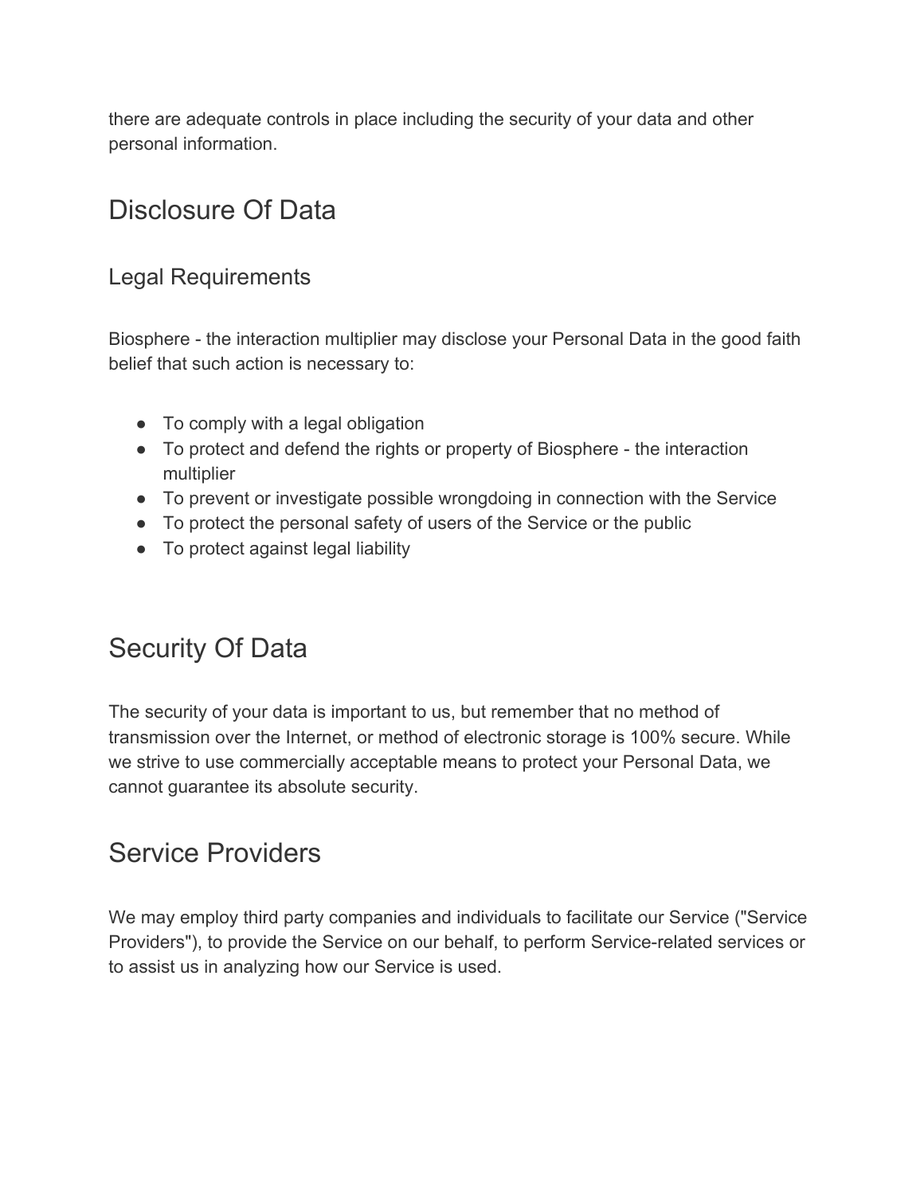there are adequate controls in place including the security of your data and other personal information.

# Disclosure Of Data

## Legal Requirements

Biosphere - the interaction multiplier may disclose your Personal Data in the good faith belief that such action is necessary to:

- To comply with a legal obligation
- To protect and defend the rights or property of Biosphere - the interaction multiplier
- To prevent or investigate possible wrongdoing in connection with the Service
- To protect the personal safety of users of the Service or the public
- To protect against legal liability

# Security Of Data

The security of your data is important to us, but remember that no method of transmission over the Internet, or method of electronic storage is 100% secure. While we strive to use commercially acceptable means to protect your Personal Data, we cannot guarantee its absolute security.

# Service Providers

We may employ third party companies and individuals to facilitate our Service ("Service Providers"), to provide the Service on our behalf, to perform Service-related services or to assist us in analyzing how our Service is used.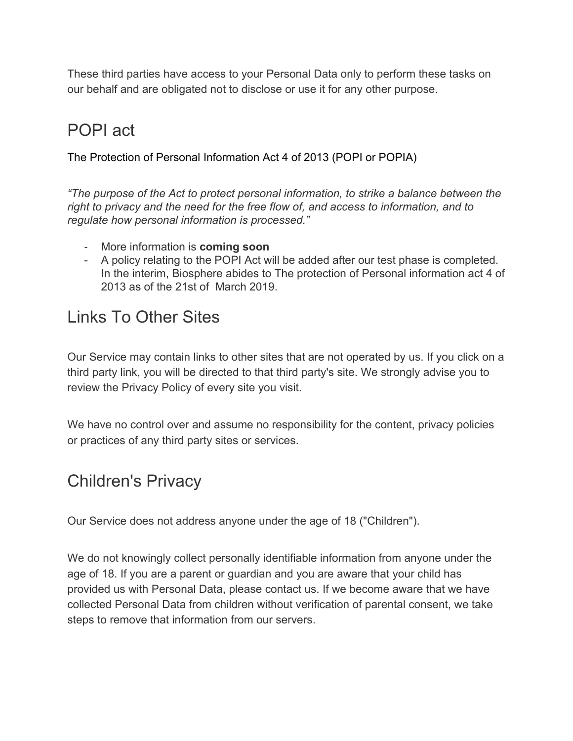These third parties have access to your Personal Data only to perform these tasks on our behalf and are obligated not to disclose or use it for any other purpose.

## POPI act

The Protection of Personal Information Act 4 of 2013 (POPI or POPIA)

*"The purpose of the Act to protect personal information, to strike a balance between the right to privacy and the need for the free flow of, and access to information, and to regulate how personal information is processed."*

- More information is **coming soon**
- A policy relating to the POPI Act will be added after our test phase is completed. In the interim, Biosphere abides to The protection of Personal information act 4 of 2013 as of the 21st of March 2019.

## Links To Other Sites

Our Service may contain links to other sites that are not operated by us. If you click on a third party link, you will be directed to that third party's site. We strongly advise you to review the Privacy Policy of every site you visit.

We have no control over and assume no responsibility for the content, privacy policies or practices of any third party sites or services.

## Children's Privacy

Our Service does not address anyone under the age of 18 ("Children").

We do not knowingly collect personally identifiable information from anyone under the age of 18. If you are a parent or guardian and you are aware that your child has provided us with Personal Data, please contact us. If we become aware that we have collected Personal Data from children without verification of parental consent, we take steps to remove that information from our servers.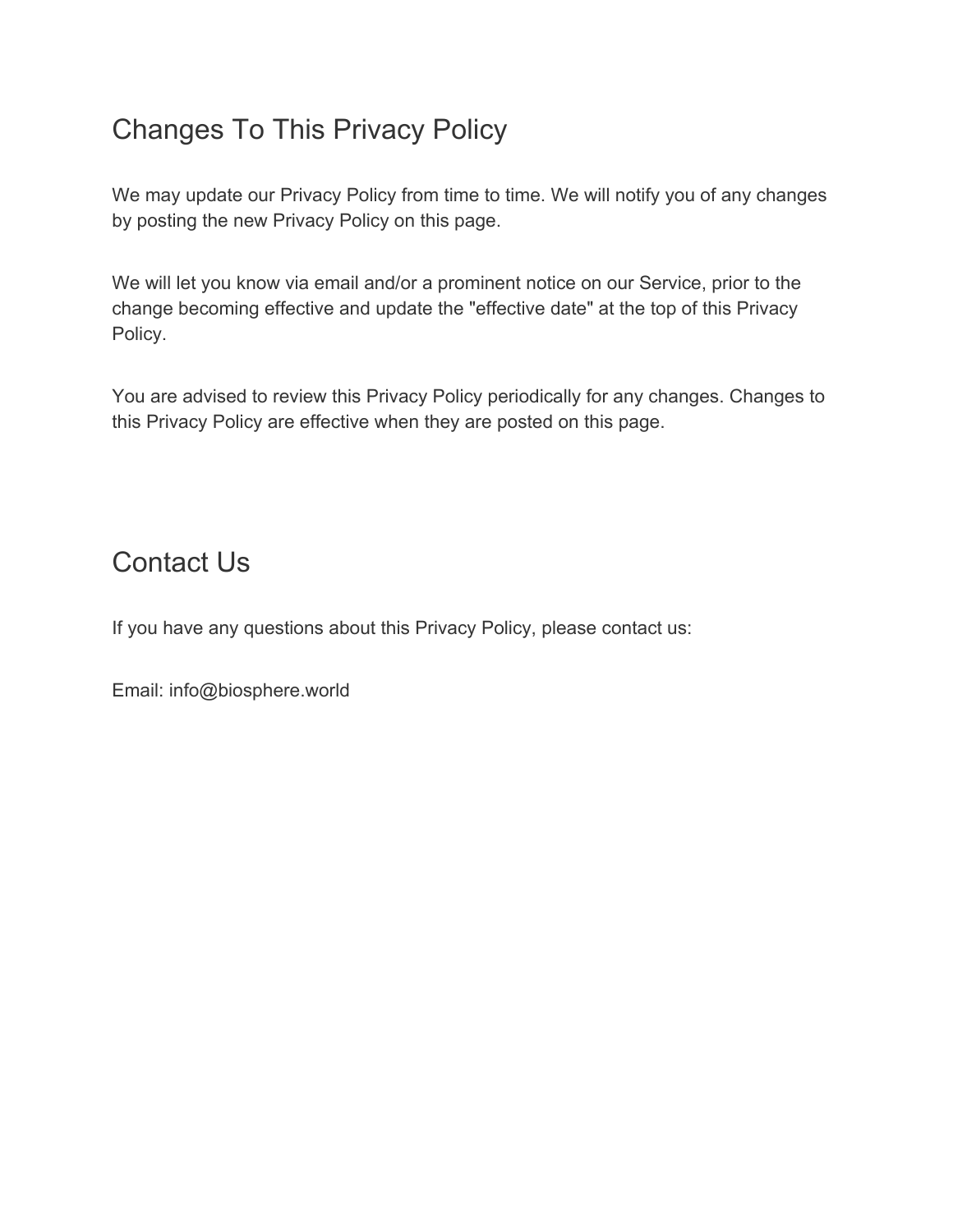## Changes To This Privacy Policy

We may update our Privacy Policy from time to time. We will notify you of any changes by posting the new Privacy Policy on this page.

We will let you know via email and/or a prominent notice on our Service, prior to the change becoming effective and update the "effective date" at the top of this Privacy Policy.

You are advised to review this Privacy Policy periodically for any changes. Changes to this Privacy Policy are effective when they are posted on this page.

## Contact Us

If you have any questions about this Privacy Policy, please contact us:

Email: info@biosphere.world